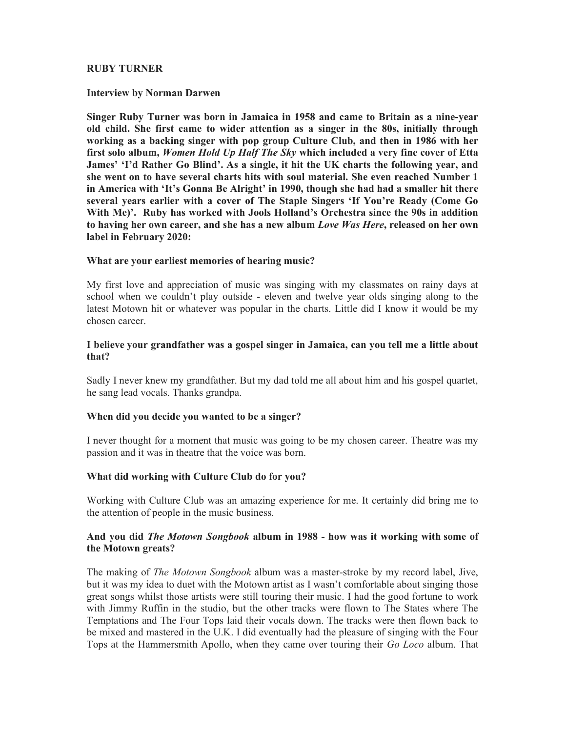# RUBY TURNER

**Interview by Norman Darwen**

**Singer Ruby Turner was born in Jamaica in 1958 and came to Britain as a nine-year old child. She first came to wider attention as a singer in the 80s, initially through working as a backing singer with pop group Culture Club, and then in 1986 with her first solo album, *Women Hold Up Half The Sky* which included a very fine cover of Etta James' 'I'd Rather Go Blind'. As a single, it hit the UK charts the following year, and she went on to have several charts hits with soul material. She even reached Number 1 in America with 'It's Gonna Be Alright' in 1990, though she had had a smaller hit there several years earlier with a cover of The Staple Singers 'If You're Ready (Come Go With Me)'. Ruby has worked with Jools Holland's Orchestra since the 90s in addition to having her own career, and she has a new album *Love Was Here*, released on her own label in February 2020:**

**What are your earliest memories of hearing music?**

My first love and appreciation of music was singing with my classmates on rainy days at school when we couldn't play outside - eleven and twelve year olds singing along to the latest Motown hit or whatever was popular in the charts. Little did I know it would be my chosen career.

**I believe your grandfather was a gospel singer in Jamaica, can you tell me a little about that?**

Sadly I never knew my grandfather. But my dad told me all about him and his gospel quartet, he sang lead vocals. Thanks grandpa.

**When did you decide you wanted to be a singer?**

I never thought for a moment that music was going to be my chosen career. Theatre was my passion and it was in theatre that the voice was born.

**What did working with Culture Club do for you?**

Working with Culture Club was an amazing experience for me. It certainly did bring me to the attention of people in the music business.

**And you did *The Motown Songbook* album in 1988 - how was it working with some of the Motown greats?**

The making of *The Motown Songbook* album was a master-stroke by my record label, Jive, but it was my idea to duet with the Motown artist as I wasn't comfortable about singing those great songs whilst those artists were still touring their music. I had the good fortune to work with Jimmy Ruffin in the studio, but the other tracks were flown to The States where The Temptations and The Four Tops laid their vocals down. The tracks were then flown back to be mixed and mastered in the U.K. I did eventually had the pleasure of singing with the Four Tops at the Hammersmith Apollo, when they came over touring their *Go Loco* album. That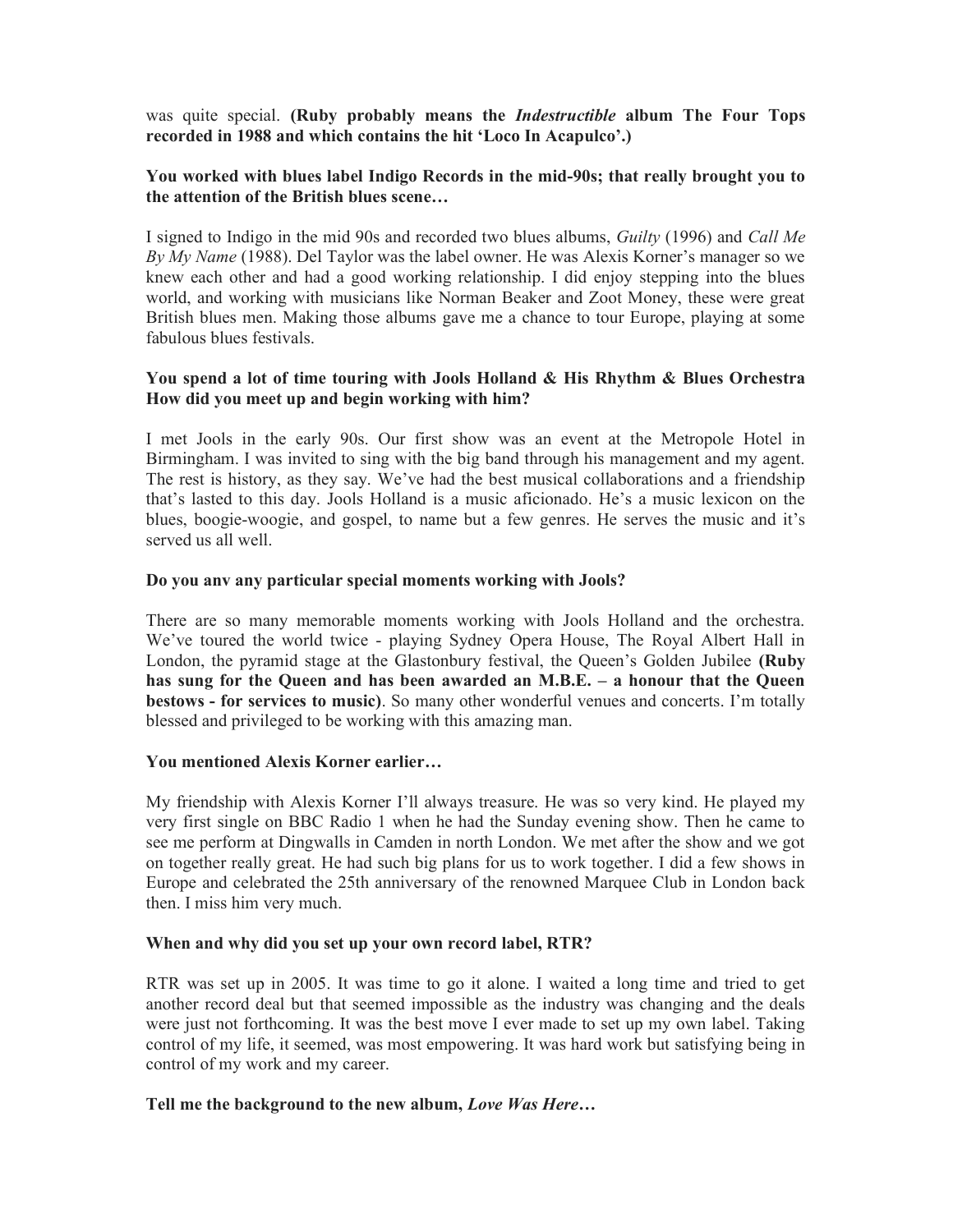was quite special. **(Ruby probably means the *Indestructible* album The Four Tops recorded in 1988 and which contains the hit 'Loco In Acapulco'.)**

**You worked with blues label Indigo Records in the mid-90s; that really brought you to the attention of the British blues scene…**

I signed to Indigo in the mid 90s and recorded two blues albums, *Guilty* (1996) and *Call Me By My Name* (1988). Del Taylor was the label owner. He was Alexis Korner's manager so we knew each other and had a good working relationship. I did enjoy stepping into the blues world, and working with musicians like Norman Beaker and Zoot Money, these were great British blues men. Making those albums gave me a chance to tour Europe, playing at some fabulous blues festivals.

**You spend a lot of time touring with Jools Holland & His Rhythm & Blues Orchestra How did you meet up and begin working with him?**

I met Jools in the early 90s. Our first show was an event at the Metropole Hotel in Birmingham. I was invited to sing with the big band through his management and my agent. The rest is history, as they say. We've had the best musical collaborations and a friendship that's lasted to this day. Jools Holland is a music aficionado. He's a music lexicon on the blues, boogie-woogie, and gospel, to name but a few genres. He serves the music and it's served us all well.

**Do you anv any particular special moments working with Jools?**

There are so many memorable moments working with Jools Holland and the orchestra. We've toured the world twice - playing Sydney Opera House, The Royal Albert Hall in London, the pyramid stage at the Glastonbury festival, the Queen's Golden Jubilee **(Ruby has sung for the Queen and has been awarded an M.B.E. – a honour that the Queen bestows - for services to music)**. So many other wonderful venues and concerts. I'm totally blessed and privileged to be working with this amazing man.

**You mentioned Alexis Korner earlier…**

My friendship with Alexis Korner I'll always treasure. He was so very kind. He played my very first single on BBC Radio 1 when he had the Sunday evening show. Then he came to see me perform at Dingwalls in Camden in north London. We met after the show and we got on together really great. He had such big plans for us to work together. I did a few shows in Europe and celebrated the 25th anniversary of the renowned Marquee Club in London back then. I miss him very much.

**When and why did you set up your own record label, RTR?**

RTR was set up in 2005. It was time to go it alone. I waited a long time and tried to get another record deal but that seemed impossible as the industry was changing and the deals were just not forthcoming. It was the best move I ever made to set up my own label. Taking control of my life, it seemed, was most empowering. It was hard work but satisfying being in control of my work and my career.

**Tell me the background to the new album, *Love Was Here*…**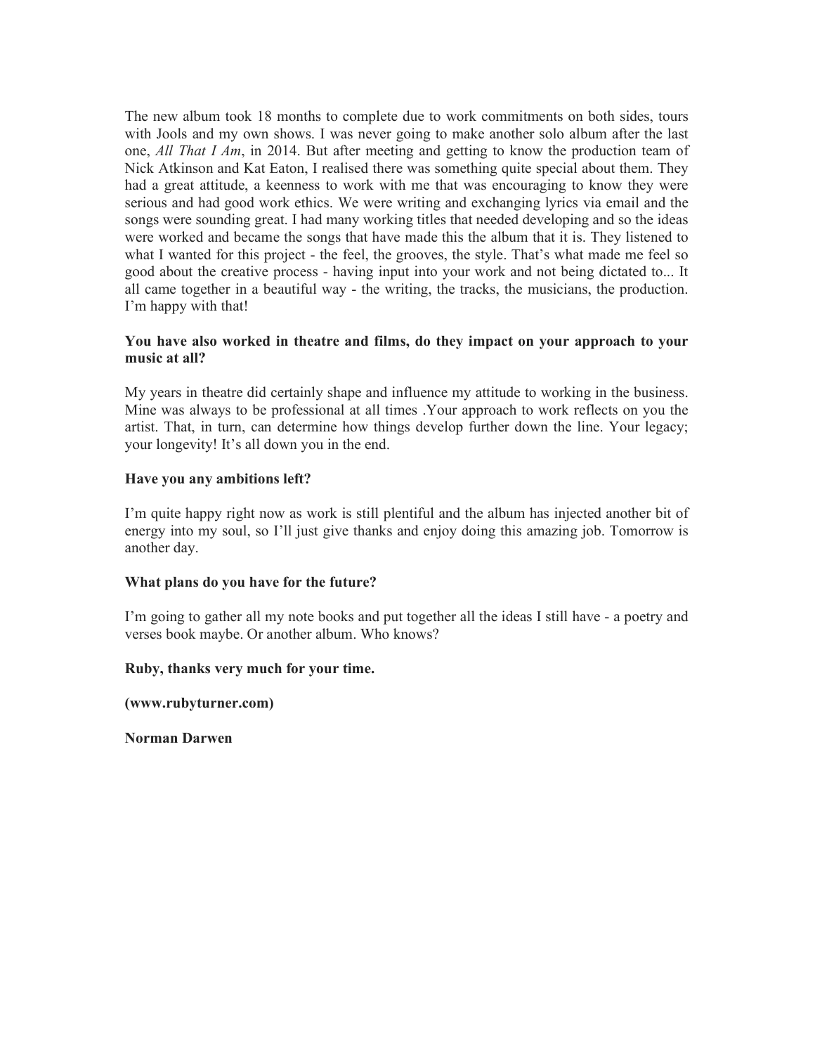The new album took 18 months to complete due to work commitments on both sides, tours with Jools and my own shows. I was never going to make another solo album after the last one, *All That I Am*, in 2014. But after meeting and getting to know the production team of Nick Atkinson and Kat Eaton, I realised there was something quite special about them. They had a great attitude, a keenness to work with me that was encouraging to know they were serious and had good work ethics. We were writing and exchanging lyrics via email and the songs were sounding great. I had many working titles that needed developing and so the ideas were worked and became the songs that have made this the album that it is. They listened to what I wanted for this project - the feel, the grooves, the style. That's what made me feel so good about the creative process - having input into your work and not being dictated to... It all came together in a beautiful way - the writing, the tracks, the musicians, the production. I'm happy with that!

**You have also worked in theatre and films, do they impact on your approach to your music at all?**

My years in theatre did certainly shape and influence my attitude to working in the business. Mine was always to be professional at all times .Your approach to work reflects on you the artist. That, in turn, can determine how things develop further down the line. Your legacy; your longevity! It's all down you in the end.

**Have you any ambitions left?**

I'm quite happy right now as work is still plentiful and the album has injected another bit of energy into my soul, so I'll just give thanks and enjoy doing this amazing job. Tomorrow is another day.

**What plans do you have for the future?**

I'm going to gather all my note books and put together all the ideas I still have - a poetry and verses book maybe. Or another album. Who knows?

**Ruby, thanks very much for your time.**

**(www.rubyturner.com)**

**Norman Darwen**